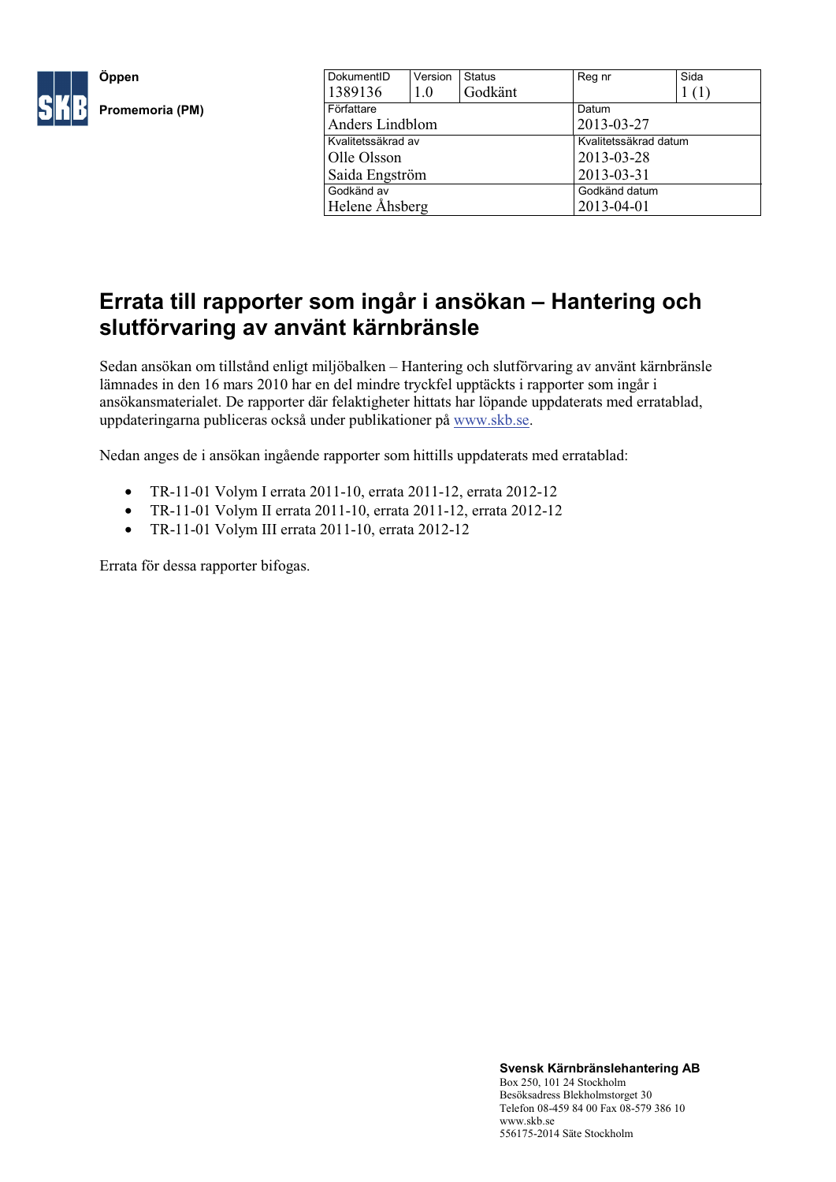Öppen

**Promemoria (PM)**

| DokumentID | Version | Status | Reg nr | Sida |
|---|---|---|---|---|
| 1389136 | 1.0 | Godkänt | | 1 (1) |
| Författare | | | Datum | |
| Anders Lindblom | | | 2013-03-27 | |
| Kvalitetssäkrad av | | | Kvalitetssäkrad datum | |
| Olle Olsson<br>Saida Engström | | | 2013-03-28<br>2013-03-31 | |
| Godkänd av | | | Godkänd datum | |
| Helene Åhsberg | | | 2013-04-01 | |

# Errata till rapporter som ingår i ansökan – Hantering och slutförvaring av använt kärnbränsle

Sedan ansökan om tillstånd enligt miljöbalken – Hantering och slutförvaring av använt kärnbränsle lämnades in den 16 mars 2010 har en del mindre tryckfel upptäckts i rapporter som ingår i ansökansmaterialet. De rapporter där felaktigheter hittats har löpande uppdaterats med erratablad, uppdateringarna publiceras också under publikationer på www.skb.se.

Nedan anges de i ansökan ingående rapporter som hittills uppdaterats med erratablad:

- TR-11-01 Volym I errata 2011-10, errata 2011-12, errata 2012-12
- TR-11-01 Volym II errata 2011-10, errata 2011-12, errata 2012-12
- TR-11-01 Volym III errata 2011-10, errata 2012-12

Errata för dessa rapporter bifogas.

**Svensk Kärnbränslehantering AB**
Box 250, 101 24 Stockholm
Besöksadress Blekholmstorget 30
Telefon 08-459 84 00 Fax 08-579 386 10
www.skb.se
556175-2014 Säte Stockholm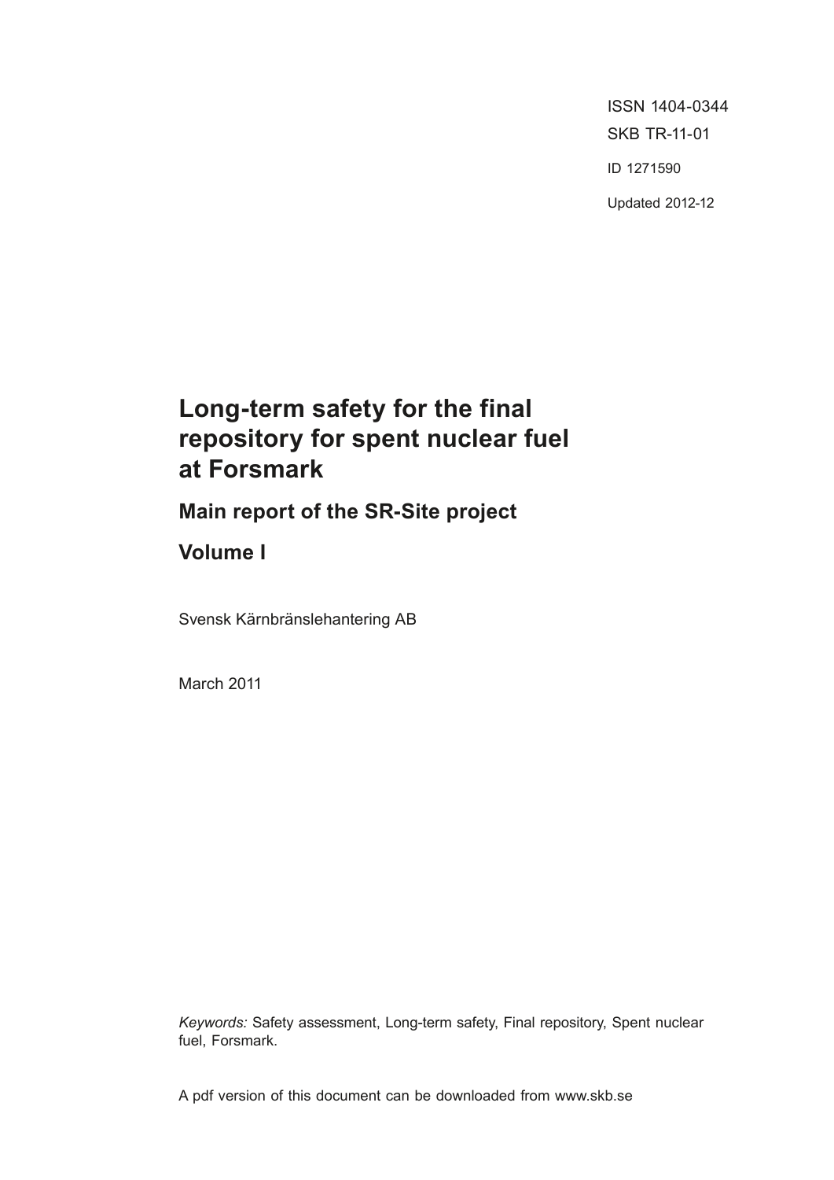ISSN 1404-0344
SKB TR-11-01

ID 1271590

Updated 2012-12

# Long-term safety for the final repository for spent nuclear fuel at Forsmark

## Main report of the SR-Site project

## Volume I

Svensk Kärnbränslehantering AB

March 2011

*Keywords:* Safety assessment, Long-term safety, Final repository, Spent nuclear fuel, Forsmark.

A pdf version of this document can be downloaded from www.skb.se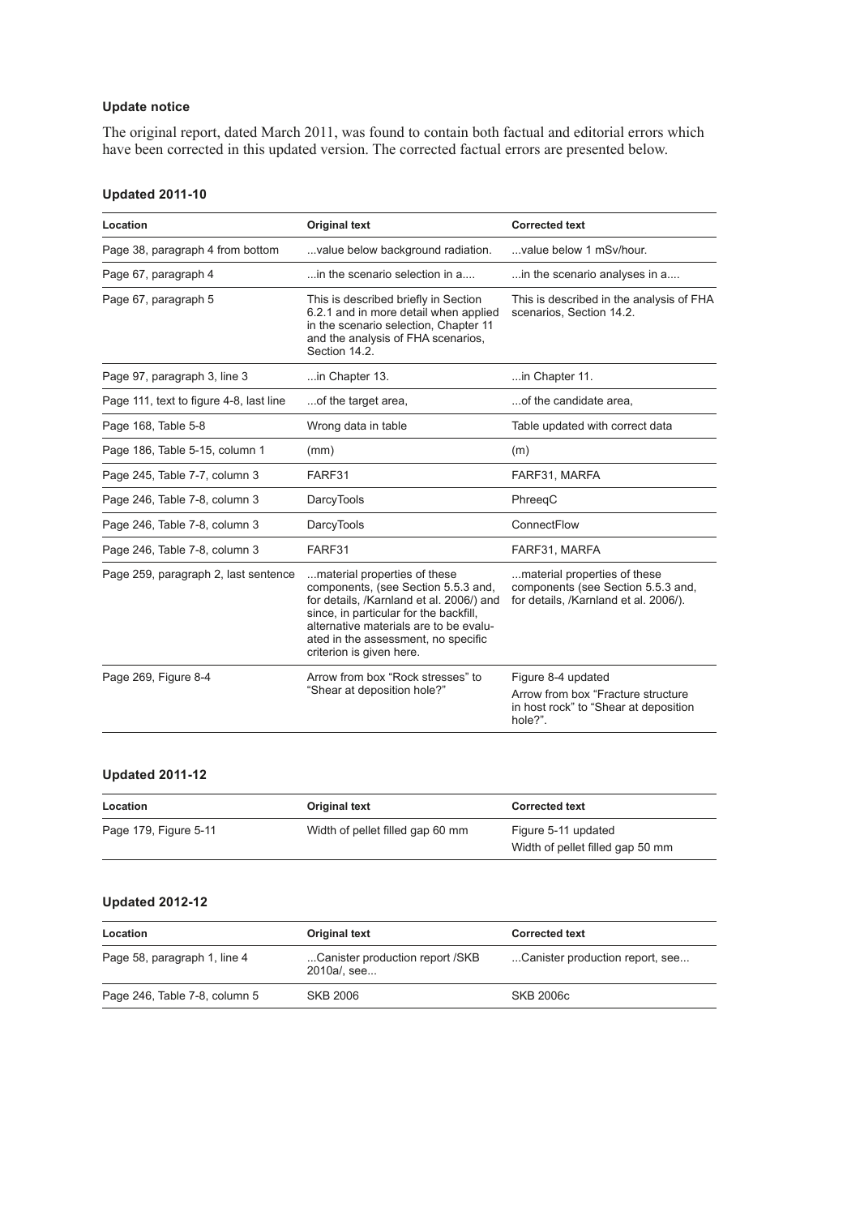**Update notice**

The original report, dated March 2011, was found to contain both factual and editorial errors which have been corrected in this updated version. The corrected factual errors are presented below.

**Updated 2011-10**

| Location | Original text | Corrected text |
|---|---|---|
| Page 38, paragraph 4 from bottom | ...value below background radiation. | ...value below 1 mSv/hour. |
| Page 67, paragraph 4 | ...in the scenario selection in a.... | ...in the scenario analyses in a.... |
| Page 67, paragraph 5 | This is described briefly in Section 6.2.1 and in more detail when applied in the scenario selection, Chapter 11 and the analysis of FHA scenarios, Section 14.2. | This is described in the analysis of FHA scenarios, Section 14.2. |
| Page 97, paragraph 3, line 3 | ...in Chapter 13. | ...in Chapter 11. |
| Page 111, text to figure 4-8, last line | ...of the target area, | ...of the candidate area, |
| Page 168, Table 5-8 | Wrong data in table | Table updated with correct data |
| Page 186, Table 5-15, column 1 | (mm) | (m) |
| Page 245, Table 7-7, column 3 | FARF31 | FARF31, MARFA |
| Page 246, Table 7-8, column 3 | DarcyTools | PhreeqC |
| Page 246, Table 7-8, column 3 | DarcyTools | ConnectFlow |
| Page 246, Table 7-8, column 3 | FARF31 | FARF31, MARFA |
| Page 259, paragraph 2, last sentence | ...material properties of these components, (see Section 5.5.3 and, for details, /Karnland et al. 2006/) and since, in particular for the backfill, alternative materials are to be evaluated in the assessment, no specific criterion is given here. | ...material properties of these components (see Section 5.5.3 and, for details, /Karnland et al. 2006/). |
| Page 269, Figure 8-4 | Arrow from box "Rock stresses" to "Shear at deposition hole?" | Figure 8-4 updated<br>Arrow from box "Fracture structure in host rock" to "Shear at deposition hole?". |

**Updated 2011-12**

| Location | Original text | Corrected text |
|---|---|---|
| Page 179, Figure 5-11 | Width of pellet filled gap 60 mm | Figure 5-11 updated<br>Width of pellet filled gap 50 mm |

**Updated 2012-12**

| Location | Original text | Corrected text |
|---|---|---|
| Page 58, paragraph 1, line 4 | ...Canister production report /SKB 2010a/, see... | ...Canister production report, see... |
| Page 246, Table 7-8, column 5 | SKB 2006 | SKB 2006c |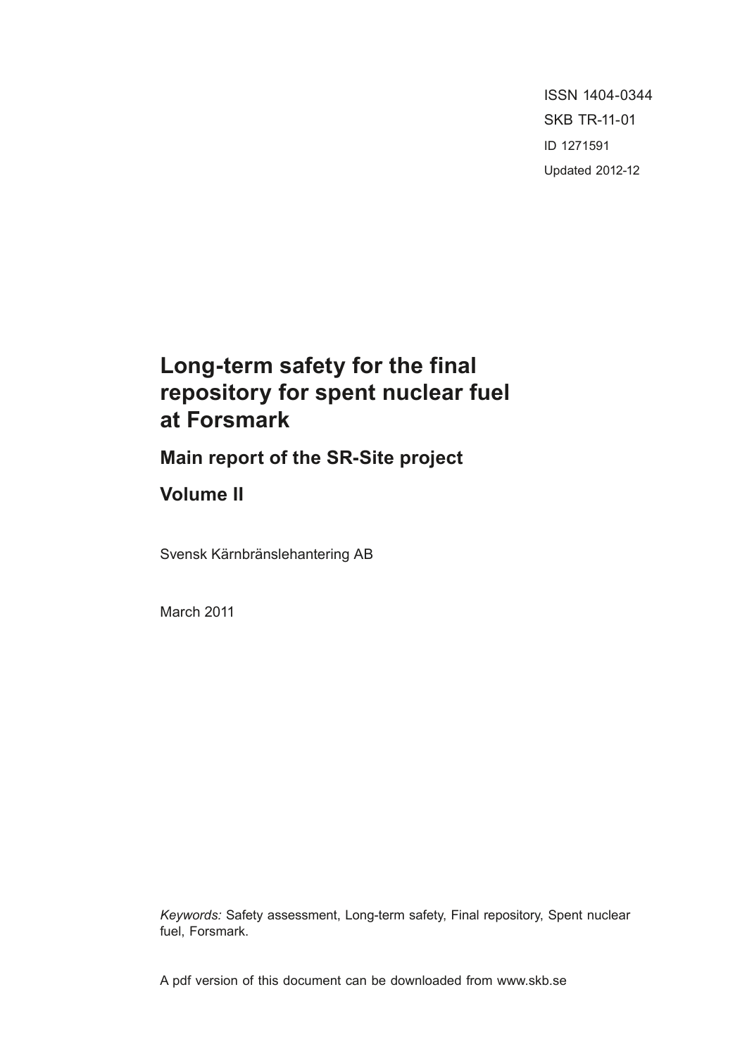ISSN 1404-0344
SKB TR-11-01
ID 1271591
Updated 2012-12

# Long-term safety for the final repository for spent nuclear fuel at Forsmark

## Main report of the SR-Site project

## Volume II

Svensk Kärnbränslehantering AB

March 2011

*Keywords:* Safety assessment, Long-term safety, Final repository, Spent nuclear fuel, Forsmark.

A pdf version of this document can be downloaded from www.skb.se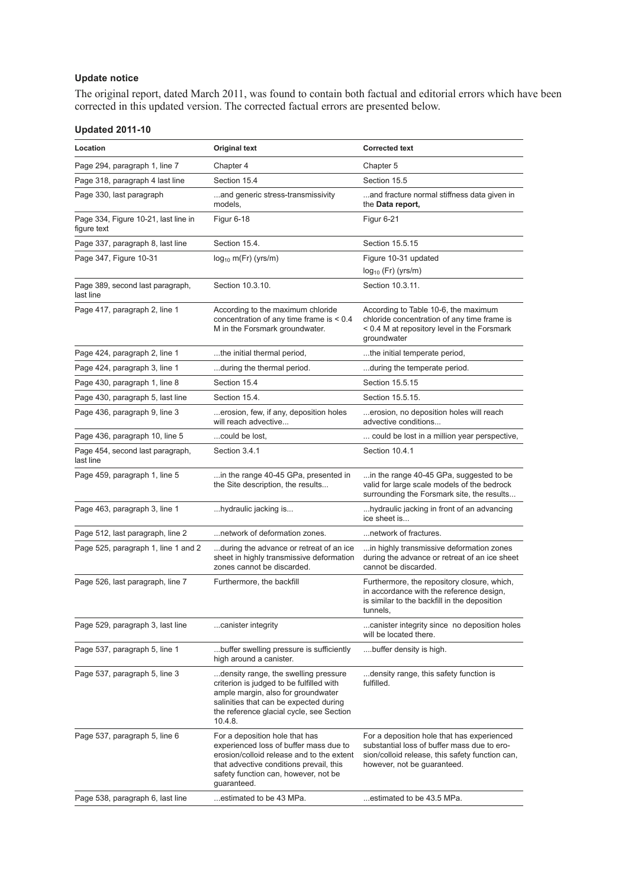**Update notice**

The original report, dated March 2011, was found to contain both factual and editorial errors which have been corrected in this updated version. The corrected factual errors are presented below.

**Updated 2011-10**

| Location | Original text | Corrected text |
|---|---|---|
| Page 294, paragraph 1, line 7 | Chapter 4 | Chapter 5 |
| Page 318, paragraph 4 last line | Section 15.4 | Section 15.5 |
| Page 330, last paragraph | ...and generic stress-transmissivity models, | ...and fracture normal stiffness data given in the **Data report,** |
| Page 334, Figure 10-21, last line in figure text | Figur 6-18 | Figur 6-21 |
| Page 337, paragraph 8, last line | Section 15.4. | Section 15.5.15 |
| Page 347, Figure 10-31 | $\log_{10}$ m(Fr) (yrs/m) | Figure 10-31 updated<br>$\log_{10}$ (Fr) (yrs/m) |
| Page 389, second last paragraph, last line | Section 10.3.10. | Section 10.3.11. |
| Page 417, paragraph 2, line 1 | According to the maximum chloride concentration of any time frame is < 0.4 M in the Forsmark groundwater. | According to Table 10-6, the maximum chloride concentration of any time frame is < 0.4 M at repository level in the Forsmark groundwater |
| Page 424, paragraph 2, line 1 | ...the initial thermal period, | ...the initial temperate period, |
| Page 424, paragraph 3, line 1 | ...during the thermal period. | ...during the temperate period. |
| Page 430, paragraph 1, line 8 | Section 15.4 | Section 15.5.15 |
| Page 430, paragraph 5, last line | Section 15.4. | Section 15.5.15. |
| Page 436, paragraph 9, line 3 | ...erosion, few, if any, deposition holes will reach advective... | ...erosion, no deposition holes will reach advective conditions... |
| Page 436, paragraph 10, line 5 | ...could be lost, | ... could be lost in a million year perspective, |
| Page 454, second last paragraph, last line | Section 3.4.1 | Section 10.4.1 |
| Page 459, paragraph 1, line 5 | ...in the range 40-45 GPa, presented in the Site description, the results... | ...in the range 40-45 GPa, suggested to be valid for large scale models of the bedrock surrounding the Forsmark site, the results... |
| Page 463, paragraph 3, line 1 | ...hydraulic jacking is... | ...hydraulic jacking in front of an advancing ice sheet is... |
| Page 512, last paragraph, line 2 | ...network of deformation zones. | ...network of fractures. |
| Page 525, paragraph 1, line 1 and 2 | ...during the advance or retreat of an ice sheet in highly transmissive deformation zones cannot be discarded. | ...in highly transmissive deformation zones during the advance or retreat of an ice sheet cannot be discarded. |
| Page 526, last paragraph, line 7 | Furthermore, the backfill | Furthermore, the repository closure, which, in accordance with the reference design, is similar to the backfill in the deposition tunnels, |
| Page 529, paragraph 3, last line | ...canister integrity | ...canister integrity since no deposition holes will be located there. |
| Page 537, paragraph 5, line 1 | ...buffer swelling pressure is sufficiently high around a canister. | ....buffer density is high. |
| Page 537, paragraph 5, line 3 | ...density range, the swelling pressure criterion is judged to be fulfilled with ample margin, also for groundwater salinities that can be expected during the reference glacial cycle, see Section 10.4.8. | ...density range, this safety function is fulfilled. |
| Page 537, paragraph 5, line 6 | For a deposition hole that has experienced loss of buffer mass due to erosion/colloid release and to the extent that advective conditions prevail, this safety function can, however, not be guaranteed. | For a deposition hole that has experienced substantial loss of buffer mass due to erosion/colloid release, this safety function can, however, not be guaranteed. |
| Page 538, paragraph 6, last line | ...estimated to be 43 MPa. | ...estimated to be 43.5 MPa. |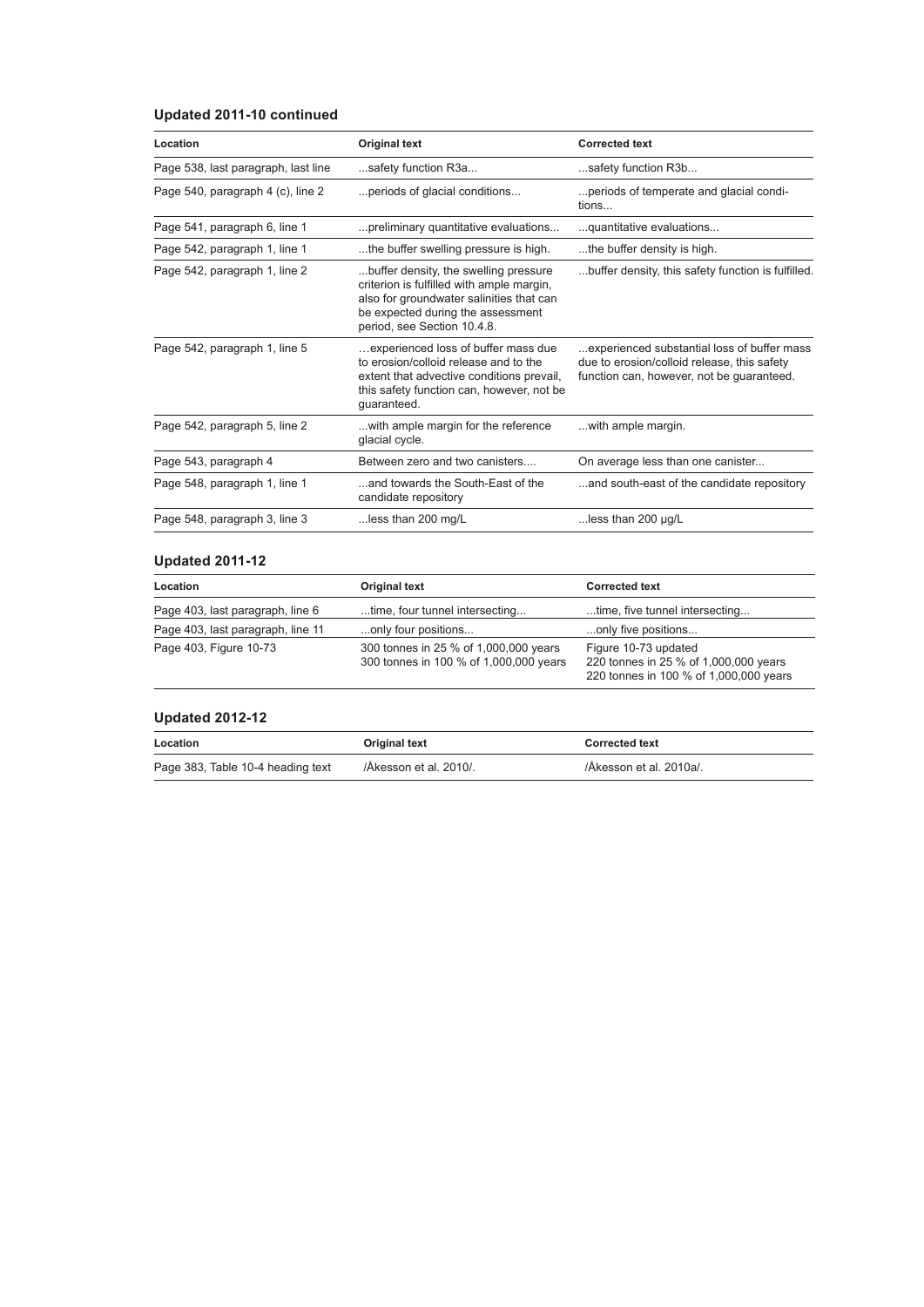## Updated 2011-10 continued

| Location | Original text | Corrected text |
|---|---|---|
| Page 538, last paragraph, last line | ...safety function R3a... | ...safety function R3b... |
| Page 540, paragraph 4 (c), line 2 | ...periods of glacial conditions... | ...periods of temperate and glacial conditions... |
| Page 541, paragraph 6, line 1 | ...preliminary quantitative evaluations... | ...quantitative evaluations... |
| Page 542, paragraph 1, line 1 | ...the buffer swelling pressure is high. | ...the buffer density is high. |
| Page 542, paragraph 1, line 2 | ...buffer density, the swelling pressure criterion is fulfilled with ample margin, also for groundwater salinities that can be expected during the assessment period, see Section 10.4.8. | ...buffer density, this safety function is fulfilled. |
| Page 542, paragraph 1, line 5 | …experienced loss of buffer mass due to erosion/colloid release and to the extent that advective conditions prevail, this safety function can, however, not be guaranteed. | ...experienced substantial loss of buffer mass due to erosion/colloid release, this safety function can, however, not be guaranteed. |
| Page 542, paragraph 5, line 2 | ...with ample margin for the reference glacial cycle. | ...with ample margin. |
| Page 543, paragraph 4 | Between zero and two canisters.... | On average less than one canister... |
| Page 548, paragraph 1, line 1 | ...and towards the South-East of the candidate repository | ...and south-east of the candidate repository |
| Page 548, paragraph 3, line 3 | ...less than 200 mg/L | ...less than 200 µg/L |

## Updated 2011-12

| Location | Original text | Corrected text |
|---|---|---|
| Page 403, last paragraph, line 6 | ...time, four tunnel intersecting... | ...time, five tunnel intersecting... |
| Page 403, last paragraph, line 11 | ...only four positions... | ...only five positions... |
| Page 403, Figure 10-73 | 300 tonnes in 25 % of 1,000,000 years<br>300 tonnes in 100 % of 1,000,000 years | Figure 10-73 updated<br>220 tonnes in 25 % of 1,000,000 years<br>220 tonnes in 100 % of 1,000,000 years |

## Updated 2012-12

| Location | Original text | Corrected text |
|---|---|---|
| Page 383, Table 10-4 heading text | /Åkesson et al. 2010/. | /Åkesson et al. 2010a/. |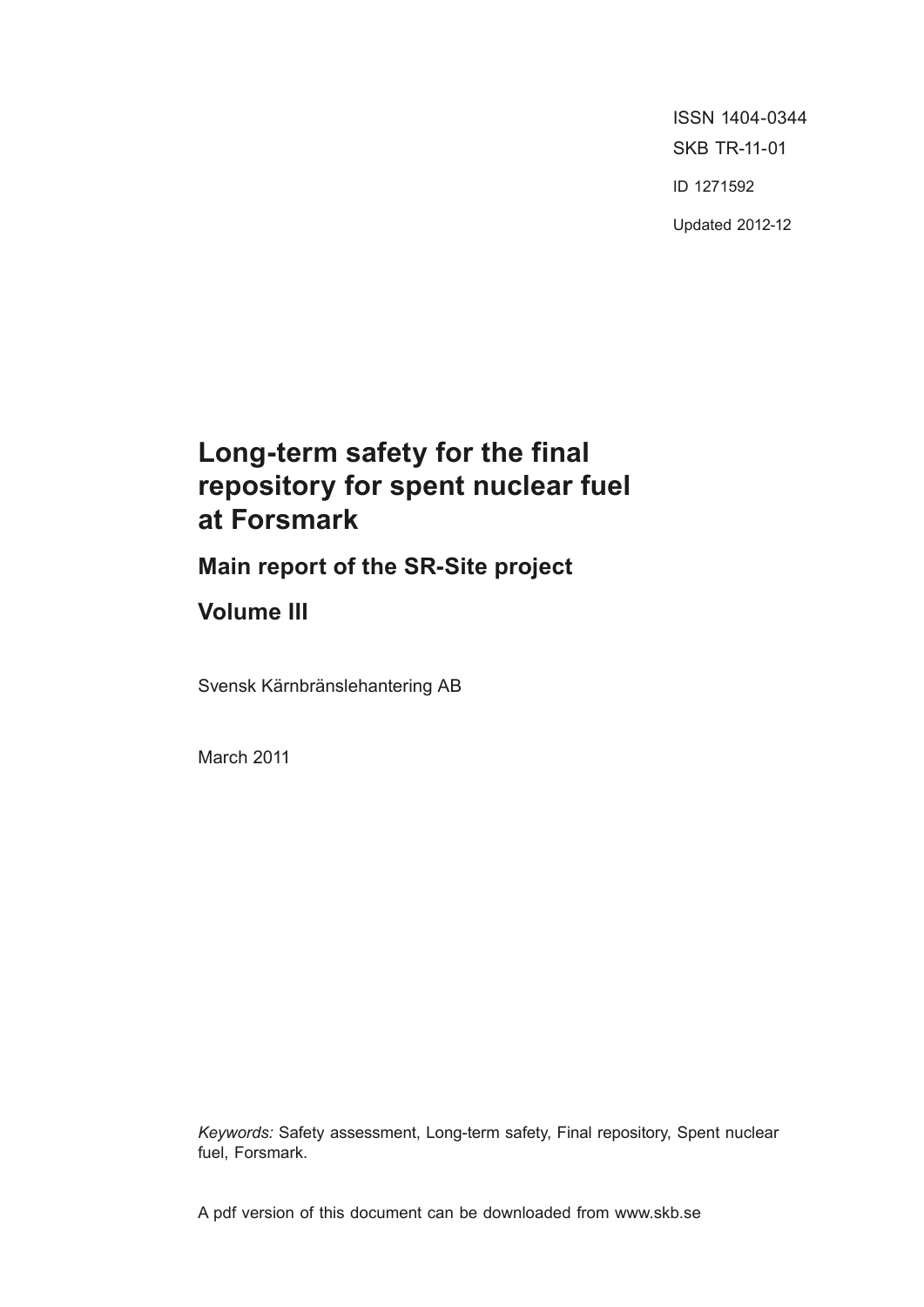ISSN 1404-0344

SKB TR-11-01

ID 1271592

Updated 2012-12

# Long-term safety for the final repository for spent nuclear fuel at Forsmark

## Main report of the SR-Site project

## Volume III

Svensk Kärnbränslehantering AB

March 2011

*Keywords:* Safety assessment, Long-term safety, Final repository, Spent nuclear fuel, Forsmark.

A pdf version of this document can be downloaded from www.skb.se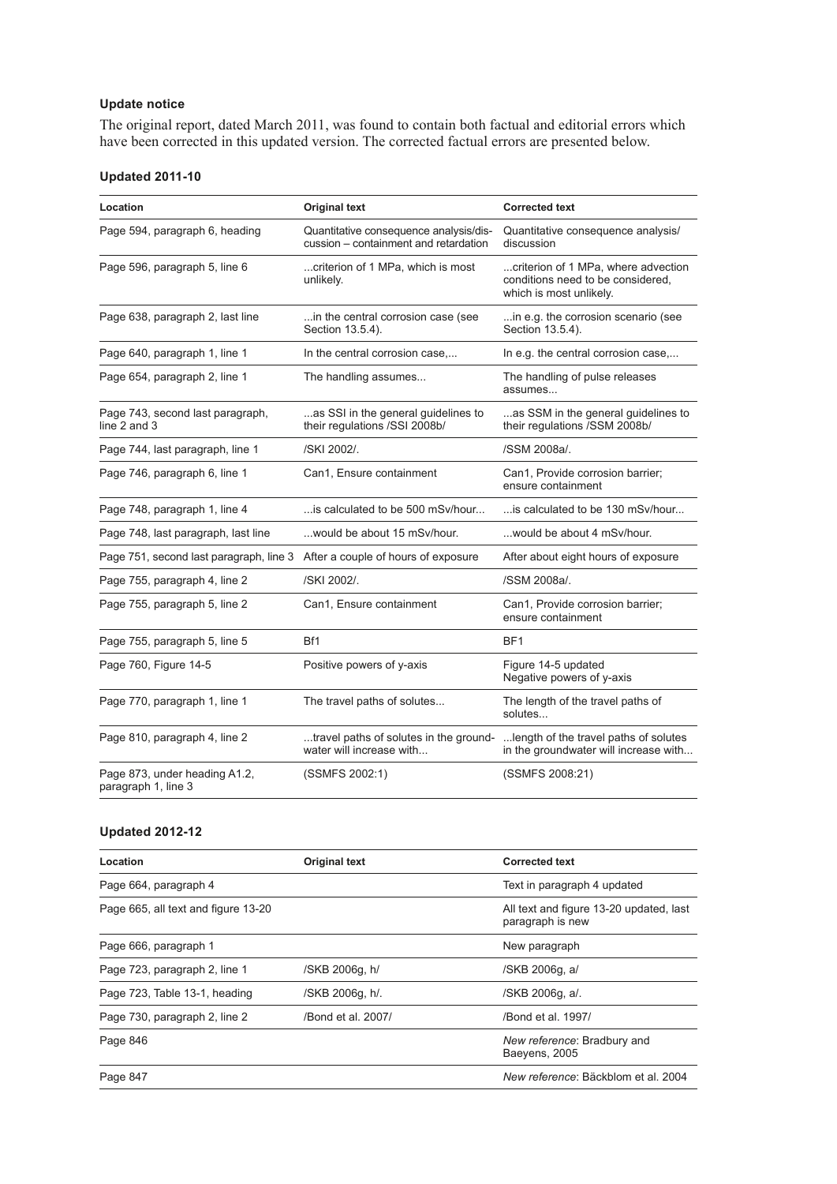**Update notice**

The original report, dated March 2011, was found to contain both factual and editorial errors which have been corrected in this updated version. The corrected factual errors are presented below.

**Updated 2011-10**

| Location | Original text | Corrected text |
|---|---|---|
| Page 594, paragraph 6, heading | Quantitative consequence analysis/discussion – containment and retardation | Quantitative consequence analysis/discussion |
| Page 596, paragraph 5, line 6 | ...criterion of 1 MPa, which is most unlikely. | ...criterion of 1 MPa, where advection conditions need to be considered, which is most unlikely. |
| Page 638, paragraph 2, last line | ...in the central corrosion case (see Section 13.5.4). | ...in e.g. the corrosion scenario (see Section 13.5.4). |
| Page 640, paragraph 1, line 1 | In the central corrosion case,... | In e.g. the central corrosion case,... |
| Page 654, paragraph 2, line 1 | The handling assumes... | The handling of pulse releases assumes... |
| Page 743, second last paragraph, line 2 and 3 | ...as SSI in the general guidelines to their regulations /SSI 2008b/ | ...as SSM in the general guidelines to their regulations /SSM 2008b/ |
| Page 744, last paragraph, line 1 | /SKI 2002/. | /SSM 2008a/. |
| Page 746, paragraph 6, line 1 | Can1, Ensure containment | Can1, Provide corrosion barrier; ensure containment |
| Page 748, paragraph 1, line 4 | ...is calculated to be 500 mSv/hour... | ...is calculated to be 130 mSv/hour... |
| Page 748, last paragraph, last line | ...would be about 15 mSv/hour. | ...would be about 4 mSv/hour. |
| Page 751, second last paragraph, line 3 | After a couple of hours of exposure | After about eight hours of exposure |
| Page 755, paragraph 4, line 2 | /SKI 2002/. | /SSM 2008a/. |
| Page 755, paragraph 5, line 2 | Can1, Ensure containment | Can1, Provide corrosion barrier; ensure containment |
| Page 755, paragraph 5, line 5 | Bf1 | BF1 |
| Page 760, Figure 14-5 | Positive powers of y-axis | Figure 14-5 updated Negative powers of y-axis |
| Page 770, paragraph 1, line 1 | The travel paths of solutes... | The length of the travel paths of solutes... |
| Page 810, paragraph 4, line 2 | ...travel paths of solutes in the groundwater will increase with... | ...length of the travel paths of solutes in the groundwater will increase with... |
| Page 873, under heading A1.2, paragraph 1, line 3 | (SSMFS 2002:1) | (SSMFS 2008:21) |

**Updated 2012-12**

| Location | Original text | Corrected text |
|---|---|---|
| Page 664, paragraph 4 | | Text in paragraph 4 updated |
| Page 665, all text and figure 13-20 | | All text and figure 13-20 updated, last paragraph is new |
| Page 666, paragraph 1 | | New paragraph |
| Page 723, paragraph 2, line 1 | /SKB 2006g, h/ | /SKB 2006g, a/ |
| Page 723, Table 13-1, heading | /SKB 2006g, h/. | /SKB 2006g, a/. |
| Page 730, paragraph 2, line 2 | /Bond et al. 2007/ | /Bond et al. 1997/ |
| Page 846 | | *New reference*: Bradbury and Baeyens, 2005 |
| Page 847 | | *New reference*: Bäckblom et al. 2004 |